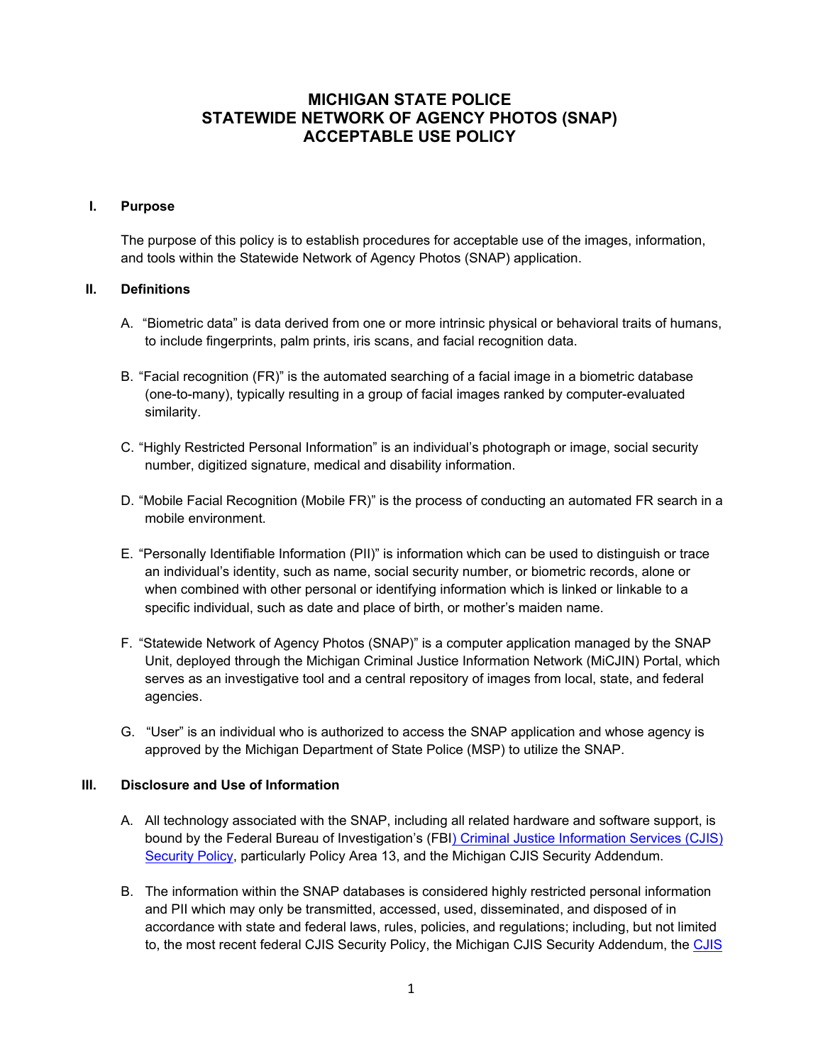# MICHIGAN STATE POLICE
# STATEWIDE NETWORK OF AGENCY PHOTOS (SNAP)
# ACCEPTABLE USE POLICY

## I. Purpose

The purpose of this policy is to establish procedures for acceptable use of the images, information, and tools within the Statewide Network of Agency Photos (SNAP) application.

## II. Definitions

A. "Biometric data" is data derived from one or more intrinsic physical or behavioral traits of humans, to include fingerprints, palm prints, iris scans, and facial recognition data.

B. "Facial recognition (FR)" is the automated searching of a facial image in a biometric database (one-to-many), typically resulting in a group of facial images ranked by computer-evaluated similarity.

C. "Highly Restricted Personal Information" is an individual's photograph or image, social security number, digitized signature, medical and disability information.

D. "Mobile Facial Recognition (Mobile FR)" is the process of conducting an automated FR search in a mobile environment.

E. "Personally Identifiable Information (PII)" is information which can be used to distinguish or trace an individual's identity, such as name, social security number, or biometric records, alone or when combined with other personal or identifying information which is linked or linkable to a specific individual, such as date and place of birth, or mother's maiden name.

F. "Statewide Network of Agency Photos (SNAP)" is a computer application managed by the SNAP Unit, deployed through the Michigan Criminal Justice Information Network (MiCJIN) Portal, which serves as an investigative tool and a central repository of images from local, state, and federal agencies.

G. "User" is an individual who is authorized to access the SNAP application and whose agency is approved by the Michigan Department of State Police (MSP) to utilize the SNAP.

## III. Disclosure and Use of Information

A. All technology associated with the SNAP, including all related hardware and software support, is bound by the Federal Bureau of Investigation's (FBI) Criminal Justice Information Services (CJIS) Security Policy, particularly Policy Area 13, and the Michigan CJIS Security Addendum.

B. The information within the SNAP databases is considered highly restricted personal information and PII which may only be transmitted, accessed, used, disseminated, and disposed of in accordance with state and federal laws, rules, policies, and regulations; including, but not limited to, the most recent federal CJIS Security Policy, the Michigan CJIS Security Addendum, the CJIS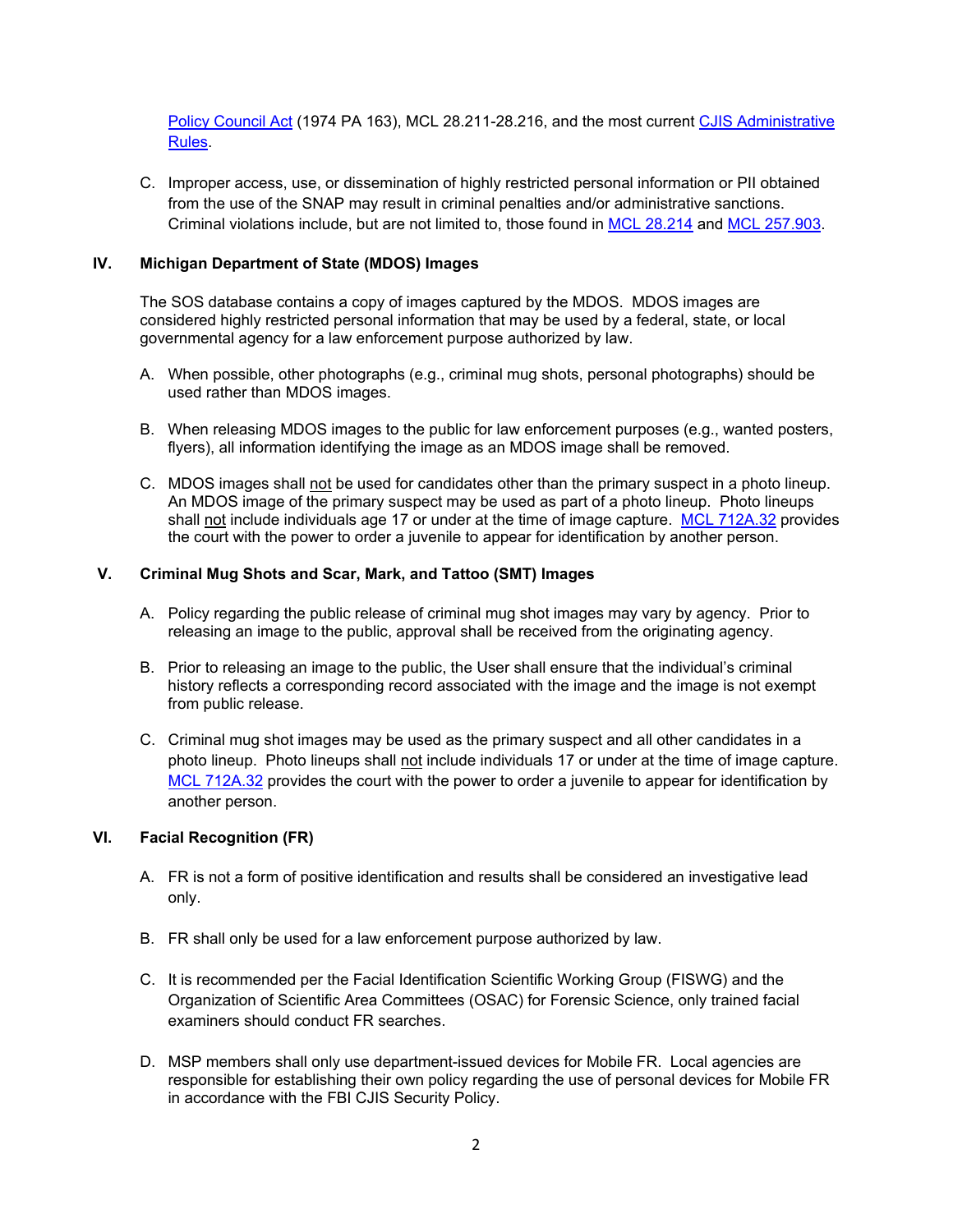Policy Council Act (1974 PA 163), MCL 28.211-28.216, and the most current CJIS Administrative Rules.

C. Improper access, use, or dissemination of highly restricted personal information or PII obtained from the use of the SNAP may result in criminal penalties and/or administrative sanctions. Criminal violations include, but are not limited to, those found in MCL 28.214 and MCL 257.903.

## IV. Michigan Department of State (MDOS) Images

The SOS database contains a copy of images captured by the MDOS. MDOS images are considered highly restricted personal information that may be used by a federal, state, or local governmental agency for a law enforcement purpose authorized by law.

A. When possible, other photographs (e.g., criminal mug shots, personal photographs) should be used rather than MDOS images.

B. When releasing MDOS images to the public for law enforcement purposes (e.g., wanted posters, flyers), all information identifying the image as an MDOS image shall be removed.

C. MDOS images shall not be used for candidates other than the primary suspect in a photo lineup. An MDOS image of the primary suspect may be used as part of a photo lineup. Photo lineups shall not include individuals age 17 or under at the time of image capture. MCL 712A.32 provides the court with the power to order a juvenile to appear for identification by another person.

## V. Criminal Mug Shots and Scar, Mark, and Tattoo (SMT) Images

A. Policy regarding the public release of criminal mug shot images may vary by agency. Prior to releasing an image to the public, approval shall be received from the originating agency.

B. Prior to releasing an image to the public, the User shall ensure that the individual's criminal history reflects a corresponding record associated with the image and the image is not exempt from public release.

C. Criminal mug shot images may be used as the primary suspect and all other candidates in a photo lineup. Photo lineups shall not include individuals 17 or under at the time of image capture. MCL 712A.32 provides the court with the power to order a juvenile to appear for identification by another person.

## VI. Facial Recognition (FR)

A. FR is not a form of positive identification and results shall be considered an investigative lead only.

B. FR shall only be used for a law enforcement purpose authorized by law.

C. It is recommended per the Facial Identification Scientific Working Group (FISWG) and the Organization of Scientific Area Committees (OSAC) for Forensic Science, only trained facial examiners should conduct FR searches.

D. MSP members shall only use department-issued devices for Mobile FR. Local agencies are responsible for establishing their own policy regarding the use of personal devices for Mobile FR in accordance with the FBI CJIS Security Policy.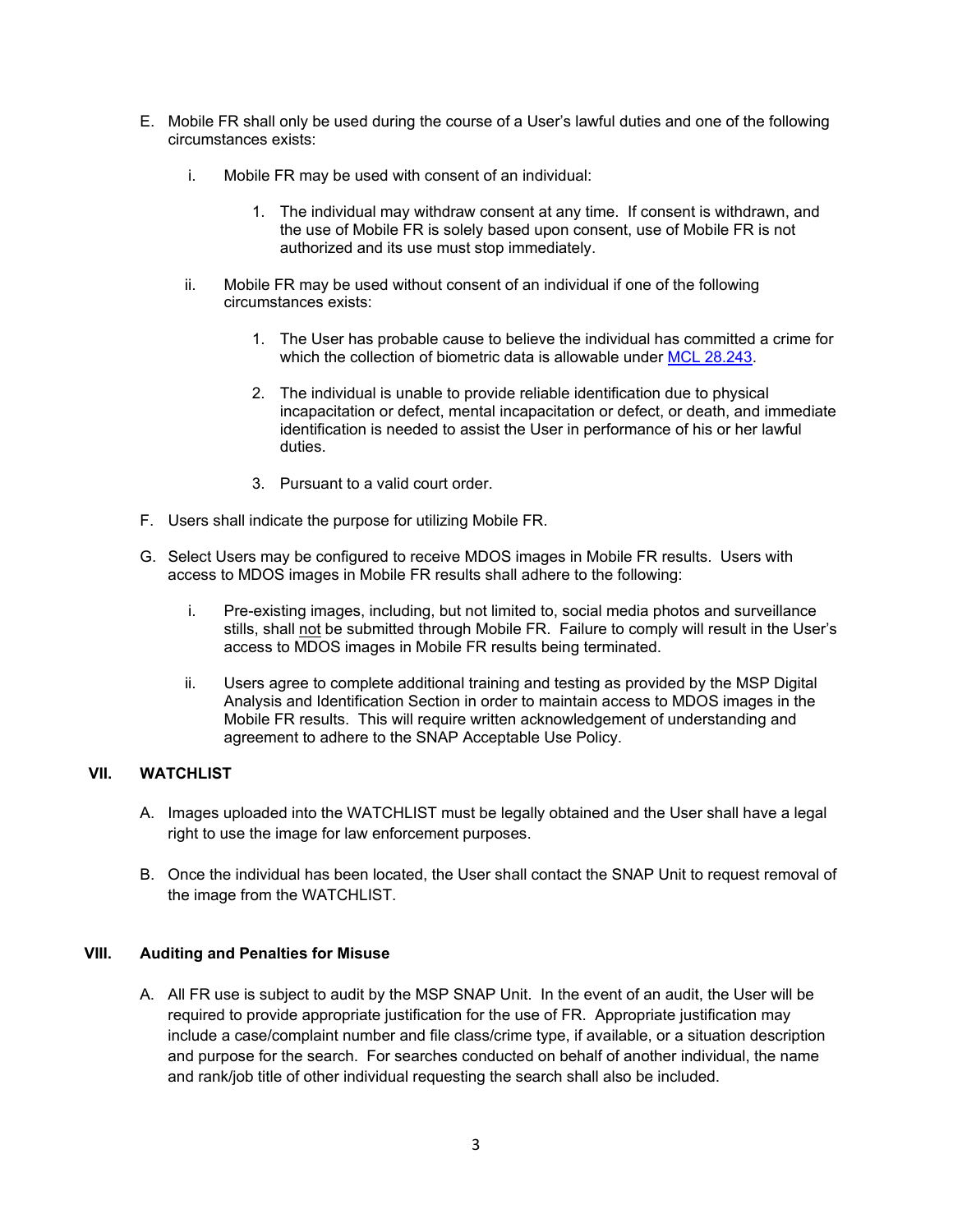E. Mobile FR shall only be used during the course of a User's lawful duties and one of the following circumstances exists:

   i. Mobile FR may be used with consent of an individual:

      1. The individual may withdraw consent at any time. If consent is withdrawn, and the use of Mobile FR is solely based upon consent, use of Mobile FR is not authorized and its use must stop immediately.

   ii. Mobile FR may be used without consent of an individual if one of the following circumstances exists:

      1. The User has probable cause to believe the individual has committed a crime for which the collection of biometric data is allowable under MCL 28.243.

      2. The individual is unable to provide reliable identification due to physical incapacitation or defect, mental incapacitation or defect, or death, and immediate identification is needed to assist the User in performance of his or her lawful duties.

      3. Pursuant to a valid court order.

F. Users shall indicate the purpose for utilizing Mobile FR.

G. Select Users may be configured to receive MDOS images in Mobile FR results. Users with access to MDOS images in Mobile FR results shall adhere to the following:

   i. Pre-existing images, including, but not limited to, social media photos and surveillance stills, shall not be submitted through Mobile FR. Failure to comply will result in the User's access to MDOS images in Mobile FR results being terminated.

   ii. Users agree to complete additional training and testing as provided by the MSP Digital Analysis and Identification Section in order to maintain access to MDOS images in the Mobile FR results. This will require written acknowledgement of understanding and agreement to adhere to the SNAP Acceptable Use Policy.

## VII. WATCHLIST

A. Images uploaded into the WATCHLIST must be legally obtained and the User shall have a legal right to use the image for law enforcement purposes.

B. Once the individual has been located, the User shall contact the SNAP Unit to request removal of the image from the WATCHLIST.

## VIII. Auditing and Penalties for Misuse

A. All FR use is subject to audit by the MSP SNAP Unit. In the event of an audit, the User will be required to provide appropriate justification for the use of FR. Appropriate justification may include a case/complaint number and file class/crime type, if available, or a situation description and purpose for the search. For searches conducted on behalf of another individual, the name and rank/job title of other individual requesting the search shall also be included.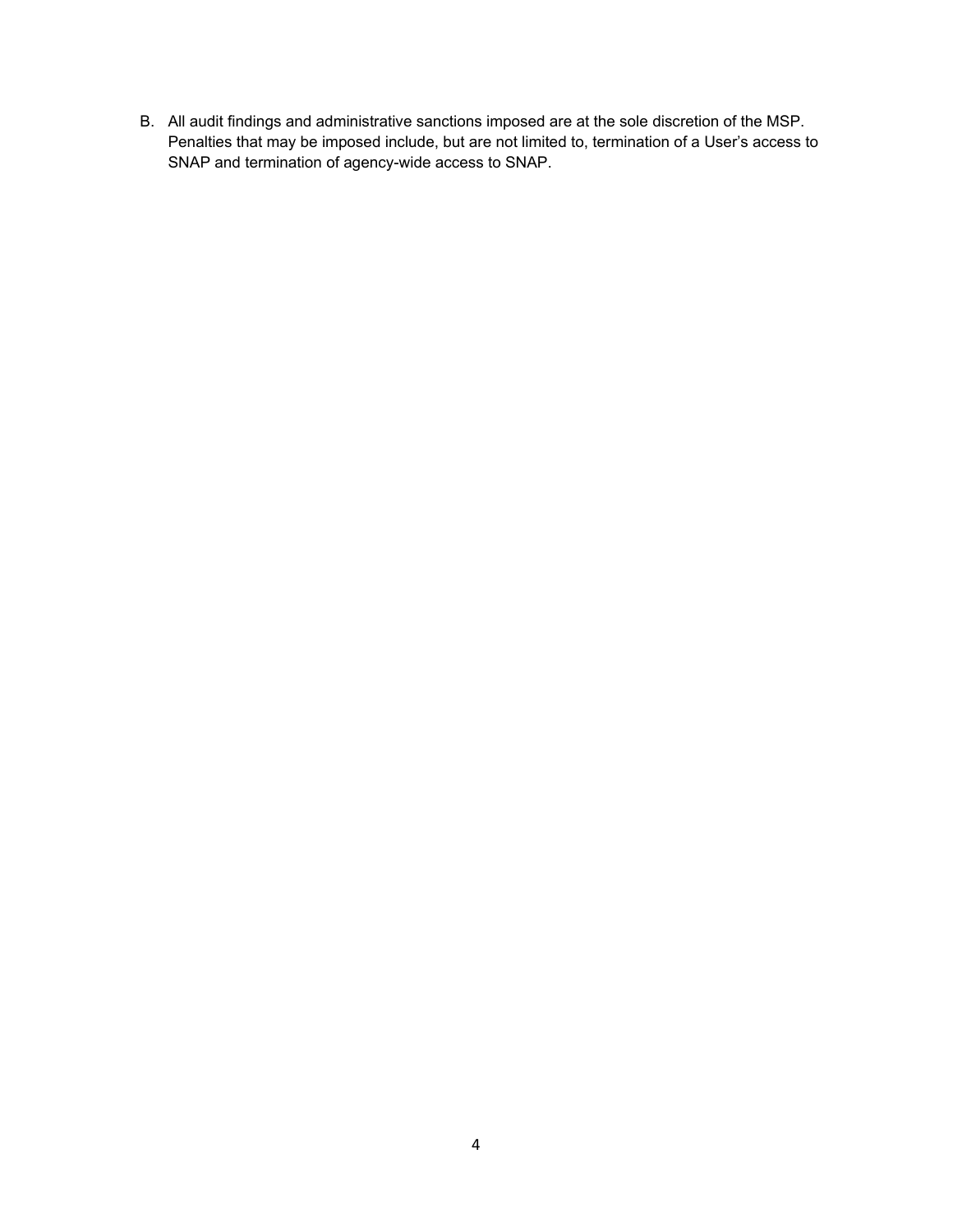B. All audit findings and administrative sanctions imposed are at the sole discretion of the MSP. Penalties that may be imposed include, but are not limited to, termination of a User's access to SNAP and termination of agency-wide access to SNAP.